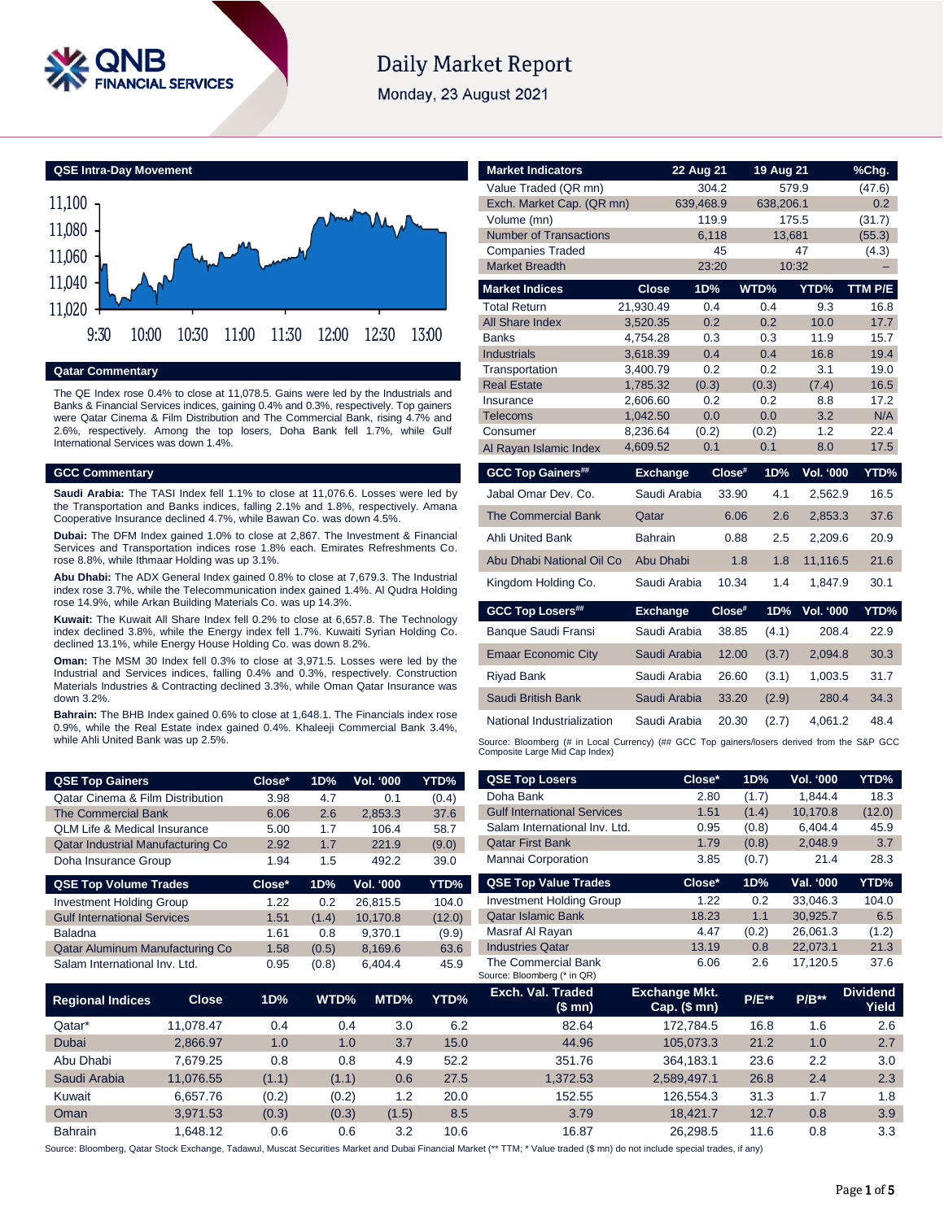# Daily Market Report

Monday, 23 August 2021

## QSE Intra-Day Movement

## Qatar Commentary

The QE Index rose 0.4% to close at 11,078.5. Gains were led by the Industrials and Banks & Financial Services indices, gaining 0.4% and 0.3%, respectively. Top gainers were Qatar Cinema & Film Distribution and The Commercial Bank, rising 4.7% and 2.6%, respectively. Among the top losers, Doha Bank fell 1.7%, while Gulf International Services was down 1.4%.

## GCC Commentary

**Saudi Arabia:** The TASI Index fell 1.1% to close at 11,076.6. Losses were led by the Transportation and Banks indices, falling 2.1% and 1.8%, respectively. Amana Cooperative Insurance declined 4.7%, while Bawan Co. was down 4.5%.

**Dubai:** The DFM Index gained 1.0% to close at 2,867. The Investment & Financial Services and Transportation indices rose 1.8% each. Emirates Refreshments Co. rose 8.8%, while Ithmaar Holding was up 3.1%.

**Abu Dhabi:** The ADX General Index gained 0.8% to close at 7,679.3. The Industrial index rose 3.7%, while the Telecommunication index gained 1.4%. Al Qudra Holding rose 14.9%, while Arkan Building Materials Co. was up 14.3%.

**Kuwait:** The Kuwait All Share Index fell 0.2% to close at 6,657.8. The Technology index declined 3.8%, while the Energy index fell 1.7%. Kuwaiti Syrian Holding Co. declined 13.1%, while Energy House Holding Co. was down 8.2%.

**Oman:** The MSM 30 Index fell 0.3% to close at 3,971.5. Losses were led by the Industrial and Services indices, falling 0.4% and 0.3%, respectively. Construction Materials Industries & Contracting declined 3.3%, while Oman Qatar Insurance was down 3.2%.

**Bahrain:** The BHB Index gained 0.6% to close at 1,648.1. The Financials index rose 0.9%, while the Real Estate index gained 0.4%. Khaleeji Commercial Bank 3.4%, while Ahli United Bank was up 2.5%.

| Market Indicators | 22 Aug 21 | 19 Aug 21 | %Chg. |
|---|---|---|---|
| Value Traded (QR mn) | 304.2 | 579.9 | (47.6) |
| Exch. Market Cap. (QR mn) | 639,468.9 | 638,206.1 | 0.2 |
| Volume (mn) | 119.9 | 175.5 | (31.7) |
| Number of Transactions | 6,118 | 13,681 | (55.3) |
| Companies Traded | 45 | 47 | (4.3) |
| Market Breadth | 23:20 | 10:32 | – |

| Market Indices | Close | 1D% | WTD% | YTD% | TTM P/E |
|---|---|---|---|---|---|
| Total Return | 21,930.49 | 0.4 | 0.4 | 9.3 | 16.8 |
| All Share Index | 3,520.35 | 0.2 | 0.2 | 10.0 | 17.7 |
| Banks | 4,754.28 | 0.3 | 0.3 | 11.9 | 15.7 |
| Industrials | 3,618.39 | 0.4 | 0.4 | 16.8 | 19.4 |
| Transportation | 3,400.79 | 0.2 | 0.2 | 3.1 | 19.0 |
| Real Estate | 1,785.32 | (0.3) | (0.3) | (7.4) | 16.5 |
| Insurance | 2,606.60 | 0.2 | 0.2 | 8.8 | 17.2 |
| Telecoms | 1,042.50 | 0.0 | 0.0 | 3.2 | N/A |
| Consumer | 8,236.64 | (0.2) | (0.2) | 1.2 | 22.4 |
| Al Rayan Islamic Index | 4,609.52 | 0.1 | 0.1 | 8.0 | 17.5 |

| GCC Top Gainers## | Exchange | Close# | 1D% | Vol. '000 | YTD% |
|---|---|---|---|---|---|
| Jabal Omar Dev. Co. | Saudi Arabia | 33.90 | 4.1 | 2,562.9 | 16.5 |
| The Commercial Bank | Qatar | 6.06 | 2.6 | 2,853.3 | 37.6 |
| Ahli United Bank | Bahrain | 0.88 | 2.5 | 2,209.6 | 20.9 |
| Abu Dhabi National Oil Co | Abu Dhabi | 1.8 | 1.8 | 11,116.5 | 21.6 |
| Kingdom Holding Co. | Saudi Arabia | 10.34 | 1.4 | 1,847.9 | 30.1 |

| GCC Top Losers## | Exchange | Close# | 1D% | Vol. '000 | YTD% |
|---|---|---|---|---|---|
| Banque Saudi Fransi | Saudi Arabia | 38.85 | (4.1) | 208.4 | 22.9 |
| Emaar Economic City | Saudi Arabia | 12.00 | (3.7) | 2,094.8 | 30.3 |
| Riyad Bank | Saudi Arabia | 26.60 | (3.1) | 1,003.5 | 31.7 |
| Saudi British Bank | Saudi Arabia | 33.20 | (2.9) | 280.4 | 34.3 |
| National Industrialization | Saudi Arabia | 20.30 | (2.7) | 4,061.2 | 48.4 |

Source: Bloomberg (# in Local Currency) (## GCC Top gainers/losers derived from the S&P GCC Composite Large Mid Cap Index)

| QSE Top Gainers | Close* | 1D% | Vol. '000 | YTD% |
|---|---|---|---|---|
| Qatar Cinema & Film Distribution | 3.98 | 4.7 | 0.1 | (0.4) |
| The Commercial Bank | 6.06 | 2.6 | 2,853.3 | 37.6 |
| QLM Life & Medical Insurance | 5.00 | 1.7 | 106.4 | 58.7 |
| Qatar Industrial Manufacturing Co | 2.92 | 1.7 | 221.9 | (9.0) |
| Doha Insurance Group | 1.94 | 1.5 | 492.2 | 39.0 |

| QSE Top Volume Trades | Close* | 1D% | Vol. '000 | YTD% |
|---|---|---|---|---|
| Investment Holding Group | 1.22 | 0.2 | 26,815.5 | 104.0 |
| Gulf International Services | 1.51 | (1.4) | 10,170.8 | (12.0) |
| Baladna | 1.61 | 0.8 | 9,370.1 | (9.9) |
| Qatar Aluminum Manufacturing Co | 1.58 | (0.5) | 8,169.6 | 63.6 |
| Salam International Inv. Ltd. | 0.95 | (0.8) | 6,404.4 | 45.9 |

| QSE Top Losers | Close* | 1D% | Vol. '000 | YTD% |
|---|---|---|---|---|
| Doha Bank | 2.80 | (1.7) | 1,844.4 | 18.3 |
| Gulf International Services | 1.51 | (1.4) | 10,170.8 | (12.0) |
| Salam International Inv. Ltd. | 0.95 | (0.8) | 6,404.4 | 45.9 |
| Qatar First Bank | 1.79 | (0.8) | 2,048.9 | 3.7 |
| Mannai Corporation | 3.85 | (0.7) | 21.4 | 28.3 |

| QSE Top Value Trades | Close* | 1D% | Val. '000 | YTD% |
|---|---|---|---|---|
| Investment Holding Group | 1.22 | 0.2 | 33,046.3 | 104.0 |
| Qatar Islamic Bank | 18.23 | 1.1 | 30,925.7 | 6.5 |
| Masraf Al Rayan | 4.47 | (0.2) | 26,061.3 | (1.2) |
| Industries Qatar | 13.19 | 0.8 | 22,073.1 | 21.3 |
| The Commercial Bank | 6.06 | 2.6 | 17,120.5 | 37.6 |

Source: Bloomberg (* in QR)

| Regional Indices | Close | 1D% | WTD% | MTD% | YTD% | Exch. Val. Traded ($ mn) | Exchange Mkt. Cap. ($ mn) | P/E** | P/B** | Dividend Yield |
|---|---|---|---|---|---|---|---|---|---|---|
| Qatar* | 11,078.47 | 0.4 | 0.4 | 3.0 | 6.2 | 82.64 | 172,784.5 | 16.8 | 1.6 | 2.6 |
| Dubai | 2,866.97 | 1.0 | 1.0 | 3.7 | 15.0 | 44.96 | 105,073.3 | 21.2 | 1.0 | 2.7 |
| Abu Dhabi | 7,679.25 | 0.8 | 0.8 | 4.9 | 52.2 | 351.76 | 364,183.1 | 23.6 | 2.2 | 3.0 |
| Saudi Arabia | 11,076.55 | (1.1) | (1.1) | 0.6 | 27.5 | 1,372.53 | 2,589,497.1 | 26.8 | 2.4 | 2.3 |
| Kuwait | 6,657.76 | (0.2) | (0.2) | 1.2 | 20.0 | 152.55 | 126,554.3 | 31.3 | 1.7 | 1.8 |
| Oman | 3,971.53 | (0.3) | (0.3) | (1.5) | 8.5 | 3.79 | 18,421.7 | 12.7 | 0.8 | 3.9 |
| Bahrain | 1,648.12 | 0.6 | 0.6 | 3.2 | 10.6 | 16.87 | 26,298.5 | 11.6 | 0.8 | 3.3 |

Source: Bloomberg, Qatar Stock Exchange, Tadawul, Muscat Securities Market and Dubai Financial Market (** TTM; * Value traded ($ mn) do not include special trades, if any)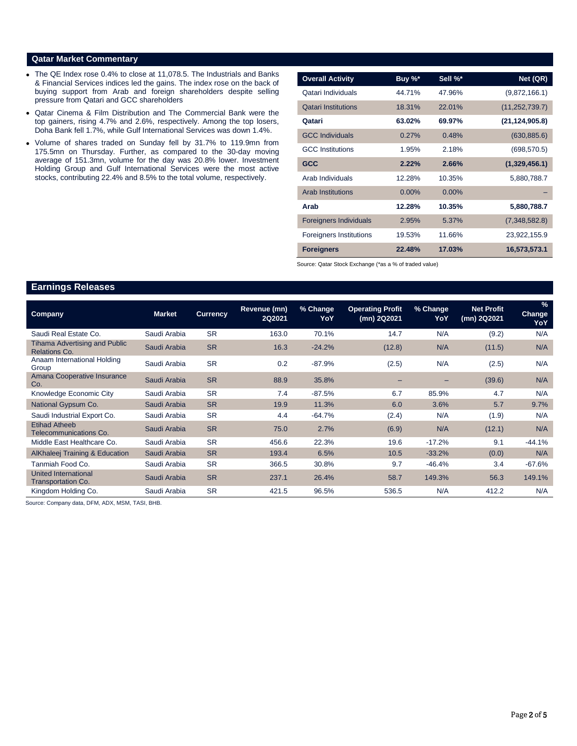## Qatar Market Commentary

- The QE Index rose 0.4% to close at 11,078.5. The Industrials and Banks & Financial Services indices led the gains. The index rose on the back of buying support from Arab and foreign shareholders despite selling pressure from Qatari and GCC shareholders
- Qatar Cinema & Film Distribution and The Commercial Bank were the top gainers, rising 4.7% and 2.6%, respectively. Among the top losers, Doha Bank fell 1.7%, while Gulf International Services was down 1.4%.
- Volume of shares traded on Sunday fell by 31.7% to 119.9mn from 175.5mn on Thursday. Further, as compared to the 30-day moving average of 151.3mn, volume for the day was 20.8% lower. Investment Holding Group and Gulf International Services were the most active stocks, contributing 22.4% and 8.5% to the total volume, respectively.

| Overall Activity | Buy %* | Sell %* | Net (QR) |
|---|---|---|---|
| Qatari Individuals | 44.71% | 47.96% | (9,872,166.1) |
| Qatari Institutions | 18.31% | 22.01% | (11,252,739.7) |
| **Qatari** | **63.02%** | **69.97%** | **(21,124,905.8)** |
| GCC Individuals | 0.27% | 0.48% | (630,885.6) |
| GCC Institutions | 1.95% | 2.18% | (698,570.5) |
| **GCC** | **2.22%** | **2.66%** | **(1,329,456.1)** |
| Arab Individuals | 12.28% | 10.35% | 5,880,788.7 |
| Arab Institutions | 0.00% | 0.00% | – |
| **Arab** | **12.28%** | **10.35%** | **5,880,788.7** |
| Foreigners Individuals | 2.95% | 5.37% | (7,348,582.8) |
| Foreigners Institutions | 19.53% | 11.66% | 23,922,155.9 |
| **Foreigners** | **22.48%** | **17.03%** | **16,573,573.1** |

Source: Qatar Stock Exchange (*as a % of traded value)

## Earnings Releases

| Company | Market | Currency | Revenue (mn) 2Q2021 | % Change YoY | Operating Profit (mn) 2Q2021 | % Change YoY | Net Profit (mn) 2Q2021 | % Change YoY |
|---|---|---|---|---|---|---|---|---|
| Saudi Real Estate Co. | Saudi Arabia | SR | 163.0 | 70.1% | 14.7 | N/A | (9.2) | N/A |
| Tihama Advertising and Public Relations Co. | Saudi Arabia | SR | 16.3 | -24.2% | (12.8) | N/A | (11.5) | N/A |
| Anaam International Holding Group | Saudi Arabia | SR | 0.2 | -87.9% | (2.5) | N/A | (2.5) | N/A |
| Amana Cooperative Insurance Co. | Saudi Arabia | SR | 88.9 | 35.8% | – | – | (39.6) | N/A |
| Knowledge Economic City | Saudi Arabia | SR | 7.4 | -87.5% | 6.7 | 85.9% | 4.7 | N/A |
| National Gypsum Co. | Saudi Arabia | SR | 19.9 | 11.3% | 6.0 | 3.6% | 5.7 | 9.7% |
| Saudi Industrial Export Co. | Saudi Arabia | SR | 4.4 | -64.7% | (2.4) | N/A | (1.9) | N/A |
| Etihad Atheeb Telecommunications Co. | Saudi Arabia | SR | 75.0 | 2.7% | (6.9) | N/A | (12.1) | N/A |
| Middle East Healthcare Co. | Saudi Arabia | SR | 456.6 | 22.3% | 19.6 | -17.2% | 9.1 | -44.1% |
| AlKhaleej Training & Education | Saudi Arabia | SR | 193.4 | 6.5% | 10.5 | -33.2% | (0.0) | N/A |
| Tanmiah Food Co. | Saudi Arabia | SR | 366.5 | 30.8% | 9.7 | -46.4% | 3.4 | -67.6% |
| United International Transportation Co. | Saudi Arabia | SR | 237.1 | 26.4% | 58.7 | 149.3% | 56.3 | 149.1% |
| Kingdom Holding Co. | Saudi Arabia | SR | 421.5 | 96.5% | 536.5 | N/A | 412.2 | N/A |

Source: Company data, DFM, ADX, MSM, TASI, BHB.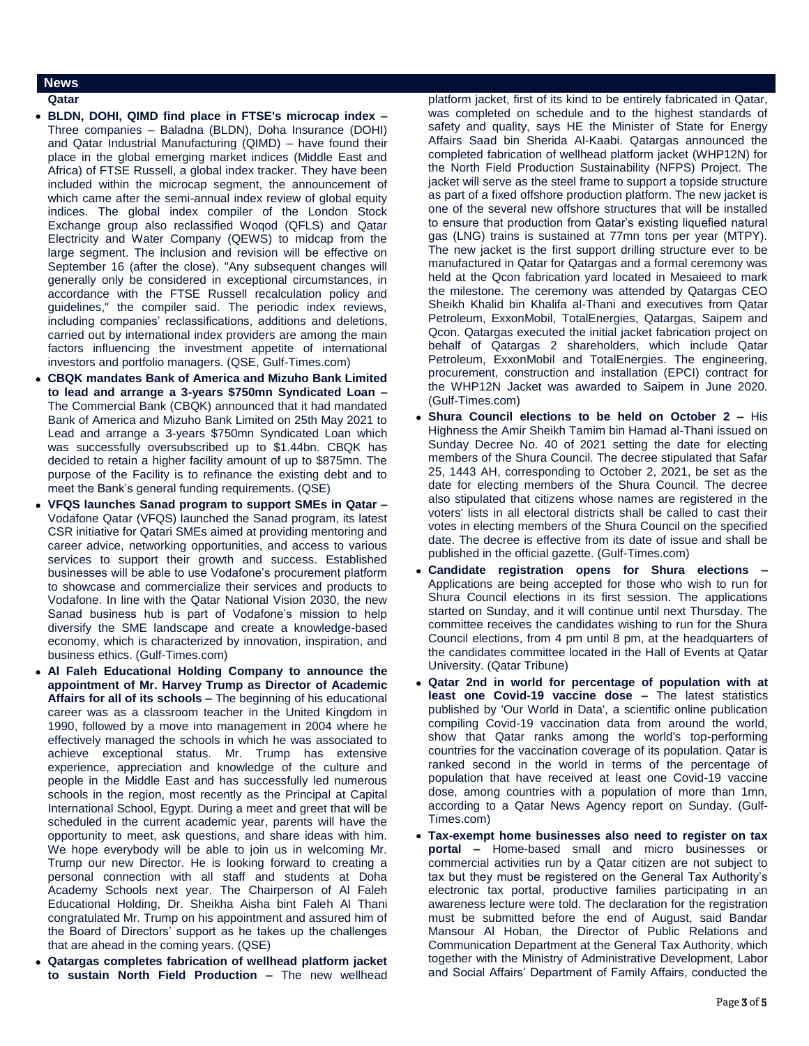## News

### Qatar

- **BLDN, DOHI, QIMD find place in FTSE's microcap index –** Three companies – Baladna (BLDN), Doha Insurance (DOHI) and Qatar Industrial Manufacturing (QIMD) – have found their place in the global emerging market indices (Middle East and Africa) of FTSE Russell, a global index tracker. They have been included within the microcap segment, the announcement of which came after the semi-annual index review of global equity indices. The global index compiler of the London Stock Exchange group also reclassified Woqod (QFLS) and Qatar Electricity and Water Company (QEWS) to midcap from the large segment. The inclusion and revision will be effective on September 16 (after the close). "Any subsequent changes will generally only be considered in exceptional circumstances, in accordance with the FTSE Russell recalculation policy and guidelines," the compiler said. The periodic index reviews, including companies' reclassifications, additions and deletions, carried out by international index providers are among the main factors influencing the investment appetite of international investors and portfolio managers. (QSE, Gulf-Times.com)
- **CBQK mandates Bank of America and Mizuho Bank Limited to lead and arrange a 3-years $750mn Syndicated Loan –** The Commercial Bank (CBQK) announced that it had mandated Bank of America and Mizuho Bank Limited on 25th May 2021 to Lead and arrange a 3-years $750mn Syndicated Loan which was successfully oversubscribed up to $1.44bn. CBQK has decided to retain a higher facility amount of up to $875mn. The purpose of the Facility is to refinance the existing debt and to meet the Bank's general funding requirements. (QSE)
- **VFQS launches Sanad program to support SMEs in Qatar –** Vodafone Qatar (VFQS) launched the Sanad program, its latest CSR initiative for Qatari SMEs aimed at providing mentoring and career advice, networking opportunities, and access to various services to support their growth and success. Established businesses will be able to use Vodafone's procurement platform to showcase and commercialize their services and products to Vodafone. In line with the Qatar National Vision 2030, the new Sanad business hub is part of Vodafone's mission to help diversify the SME landscape and create a knowledge-based economy, which is characterized by innovation, inspiration, and business ethics. (Gulf-Times.com)
- **Al Faleh Educational Holding Company to announce the appointment of Mr. Harvey Trump as Director of Academic Affairs for all of its schools –** The beginning of his educational career was as a classroom teacher in the United Kingdom in 1990, followed by a move into management in 2004 where he effectively managed the schools in which he was associated to achieve exceptional status. Mr. Trump has extensive experience, appreciation and knowledge of the culture and people in the Middle East and has successfully led numerous schools in the region, most recently as the Principal at Capital International School, Egypt. During a meet and greet that will be scheduled in the current academic year, parents will have the opportunity to meet, ask questions, and share ideas with him. We hope everybody will be able to join us in welcoming Mr. Trump our new Director. He is looking forward to creating a personal connection with all staff and students at Doha Academy Schools next year. The Chairperson of Al Faleh Educational Holding, Dr. Sheikha Aisha bint Faleh Al Thani congratulated Mr. Trump on his appointment and assured him of the Board of Directors' support as he takes up the challenges that are ahead in the coming years. (QSE)
- **Qatargas completes fabrication of wellhead platform jacket to sustain North Field Production –** The new wellhead platform jacket, first of its kind to be entirely fabricated in Qatar, was completed on schedule and to the highest standards of safety and quality, says HE the Minister of State for Energy Affairs Saad bin Sherida Al-Kaabi. Qatargas announced the completed fabrication of wellhead platform jacket (WHP12N) for the North Field Production Sustainability (NFPS) Project. The jacket will serve as the steel frame to support a topside structure as part of a fixed offshore production platform. The new jacket is one of the several new offshore structures that will be installed to ensure that production from Qatar's existing liquefied natural gas (LNG) trains is sustained at 77mn tons per year (MTPY). The new jacket is the first support drilling structure ever to be manufactured in Qatar for Qatargas and a formal ceremony was held at the Qcon fabrication yard located in Mesaieed to mark the milestone. The ceremony was attended by Qatargas CEO Sheikh Khalid bin Khalifa al-Thani and executives from Qatar Petroleum, ExxonMobil, TotalEnergies, Qatargas, Saipem and Qcon. Qatargas executed the initial jacket fabrication project on behalf of Qatargas 2 shareholders, which include Qatar Petroleum, ExxonMobil and TotalEnergies. The engineering, procurement, construction and installation (EPCI) contract for the WHP12N Jacket was awarded to Saipem in June 2020. (Gulf-Times.com)
- **Shura Council elections to be held on October 2 –** His Highness the Amir Sheikh Tamim bin Hamad al-Thani issued on Sunday Decree No. 40 of 2021 setting the date for electing members of the Shura Council. The decree stipulated that Safar 25, 1443 AH, corresponding to October 2, 2021, be set as the date for electing members of the Shura Council. The decree also stipulated that citizens whose names are registered in the voters' lists in all electoral districts shall be called to cast their votes in electing members of the Shura Council on the specified date. The decree is effective from its date of issue and shall be published in the official gazette. (Gulf-Times.com)
- **Candidate registration opens for Shura elections –** Applications are being accepted for those who wish to run for Shura Council elections in its first session. The applications started on Sunday, and it will continue until next Thursday. The committee receives the candidates wishing to run for the Shura Council elections, from 4 pm until 8 pm, at the headquarters of the candidates committee located in the Hall of Events at Qatar University. (Qatar Tribune)
- **Qatar 2nd in world for percentage of population with at least one Covid-19 vaccine dose –** The latest statistics published by 'Our World in Data', a scientific online publication compiling Covid-19 vaccination data from around the world, show that Qatar ranks among the world's top-performing countries for the vaccination coverage of its population. Qatar is ranked second in the world in terms of the percentage of population that have received at least one Covid-19 vaccine dose, among countries with a population of more than 1mn, according to a Qatar News Agency report on Sunday. (Gulf-Times.com)
- **Tax-exempt home businesses also need to register on tax portal –** Home-based small and micro businesses or commercial activities run by a Qatar citizen are not subject to tax but they must be registered on the General Tax Authority's electronic tax portal, productive families participating in an awareness lecture were told. The declaration for the registration must be submitted before the end of August, said Bandar Mansour Al Hoban, the Director of Public Relations and Communication Department at the General Tax Authority, which together with the Ministry of Administrative Development, Labor and Social Affairs' Department of Family Affairs, conducted the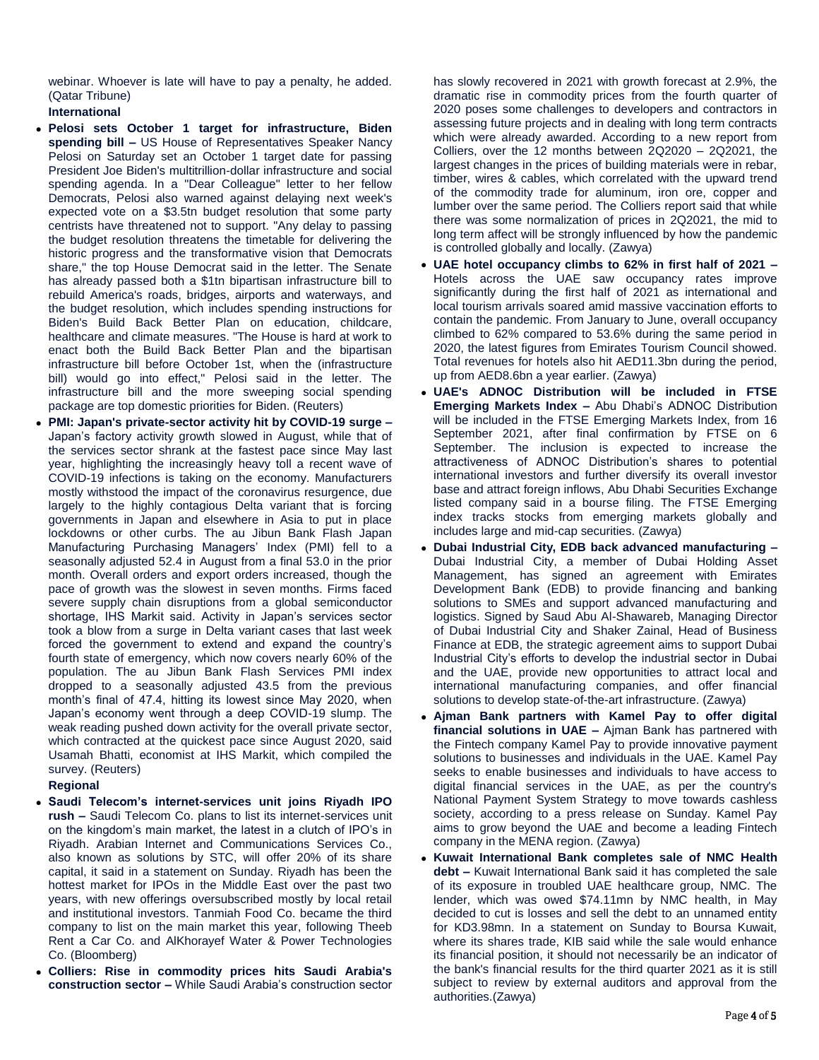webinar. Whoever is late will have to pay a penalty, he added. (Qatar Tribune)

**International**

- **Pelosi sets October 1 target for infrastructure, Biden spending bill –** US House of Representatives Speaker Nancy Pelosi on Saturday set an October 1 target date for passing President Joe Biden's multitrillion-dollar infrastructure and social spending agenda. In a "Dear Colleague" letter to her fellow Democrats, Pelosi also warned against delaying next week's expected vote on a $3.5tn budget resolution that some party centrists have threatened not to support. "Any delay to passing the budget resolution threatens the timetable for delivering the historic progress and the transformative vision that Democrats share," the top House Democrat said in the letter. The Senate has already passed both a $1tn bipartisan infrastructure bill to rebuild America's roads, bridges, airports and waterways, and the budget resolution, which includes spending instructions for Biden's Build Back Better Plan on education, childcare, healthcare and climate measures. "The House is hard at work to enact both the Build Back Better Plan and the bipartisan infrastructure bill before October 1st, when the (infrastructure bill) would go into effect," Pelosi said in the letter. The infrastructure bill and the more sweeping social spending package are top domestic priorities for Biden. (Reuters)
- **PMI: Japan's private-sector activity hit by COVID-19 surge –** Japan's factory activity growth slowed in August, while that of the services sector shrank at the fastest pace since May last year, highlighting the increasingly heavy toll a recent wave of COVID-19 infections is taking on the economy. Manufacturers mostly withstood the impact of the coronavirus resurgence, due largely to the highly contagious Delta variant that is forcing governments in Japan and elsewhere in Asia to put in place lockdowns or other curbs. The au Jibun Bank Flash Japan Manufacturing Purchasing Managers' Index (PMI) fell to a seasonally adjusted 52.4 in August from a final 53.0 in the prior month. Overall orders and export orders increased, though the pace of growth was the slowest in seven months. Firms faced severe supply chain disruptions from a global semiconductor shortage, IHS Markit said. Activity in Japan's services sector took a blow from a surge in Delta variant cases that last week forced the government to extend and expand the country's fourth state of emergency, which now covers nearly 60% of the population. The au Jibun Bank Flash Services PMI index dropped to a seasonally adjusted 43.5 from the previous month's final of 47.4, hitting its lowest since May 2020, when Japan's economy went through a deep COVID-19 slump. The weak reading pushed down activity for the overall private sector, which contracted at the quickest pace since August 2020, said Usamah Bhatti, economist at IHS Markit, which compiled the survey. (Reuters)

**Regional**

- **Saudi Telecom's internet-services unit joins Riyadh IPO rush –** Saudi Telecom Co. plans to list its internet-services unit on the kingdom's main market, the latest in a clutch of IPO's in Riyadh. Arabian Internet and Communications Services Co., also known as solutions by STC, will offer 20% of its share capital, it said in a statement on Sunday. Riyadh has been the hottest market for IPOs in the Middle East over the past two years, with new offerings oversubscribed mostly by local retail and institutional investors. Tanmiah Food Co. became the third company to list on the main market this year, following Theeb Rent a Car Co. and AlKhorayef Water & Power Technologies Co. (Bloomberg)
- **Colliers: Rise in commodity prices hits Saudi Arabia's construction sector –** While Saudi Arabia's construction sector has slowly recovered in 2021 with growth forecast at 2.9%, the dramatic rise in commodity prices from the fourth quarter of 2020 poses some challenges to developers and contractors in assessing future projects and in dealing with long term contracts which were already awarded. According to a new report from Colliers, over the 12 months between 2Q2020 – 2Q2021, the largest changes in the prices of building materials were in rebar, timber, wires & cables, which correlated with the upward trend of the commodity trade for aluminum, iron ore, copper and lumber over the same period. The Colliers report said that while there was some normalization of prices in 2Q2021, the mid to long term affect will be strongly influenced by how the pandemic is controlled globally and locally. (Zawya)
- **UAE hotel occupancy climbs to 62% in first half of 2021 –** Hotels across the UAE saw occupancy rates improve significantly during the first half of 2021 as international and local tourism arrivals soared amid massive vaccination efforts to contain the pandemic. From January to June, overall occupancy climbed to 62% compared to 53.6% during the same period in 2020, the latest figures from Emirates Tourism Council showed. Total revenues for hotels also hit AED11.3bn during the period, up from AED8.6bn a year earlier. (Zawya)
- **UAE's ADNOC Distribution will be included in FTSE Emerging Markets Index –** Abu Dhabi's ADNOC Distribution will be included in the FTSE Emerging Markets Index, from 16 September 2021, after final confirmation by FTSE on 6 September. The inclusion is expected to increase the attractiveness of ADNOC Distribution's shares to potential international investors and further diversify its overall investor base and attract foreign inflows, Abu Dhabi Securities Exchange listed company said in a bourse filing. The FTSE Emerging index tracks stocks from emerging markets globally and includes large and mid-cap securities. (Zawya)
- **Dubai Industrial City, EDB back advanced manufacturing –** Dubai Industrial City, a member of Dubai Holding Asset Management, has signed an agreement with Emirates Development Bank (EDB) to provide financing and banking solutions to SMEs and support advanced manufacturing and logistics. Signed by Saud Abu Al-Shawareb, Managing Director of Dubai Industrial City and Shaker Zainal, Head of Business Finance at EDB, the strategic agreement aims to support Dubai Industrial City's efforts to develop the industrial sector in Dubai and the UAE, provide new opportunities to attract local and international manufacturing companies, and offer financial solutions to develop state-of-the-art infrastructure. (Zawya)
- **Ajman Bank partners with Kamel Pay to offer digital financial solutions in UAE –** Ajman Bank has partnered with the Fintech company Kamel Pay to provide innovative payment solutions to businesses and individuals in the UAE. Kamel Pay seeks to enable businesses and individuals to have access to digital financial services in the UAE, as per the country's National Payment System Strategy to move towards cashless society, according to a press release on Sunday. Kamel Pay aims to grow beyond the UAE and become a leading Fintech company in the MENA region. (Zawya)
- **Kuwait International Bank completes sale of NMC Health debt –** Kuwait International Bank said it has completed the sale of its exposure in troubled UAE healthcare group, NMC. The lender, which was owed $74.11mn by NMC health, in May decided to cut is losses and sell the debt to an unnamed entity for KD3.98mn. In a statement on Sunday to Boursa Kuwait, where its shares trade, KIB said while the sale would enhance its financial position, it should not necessarily be an indicator of the bank's financial results for the third quarter 2021 as it is still subject to review by external auditors and approval from the authorities.(Zawya)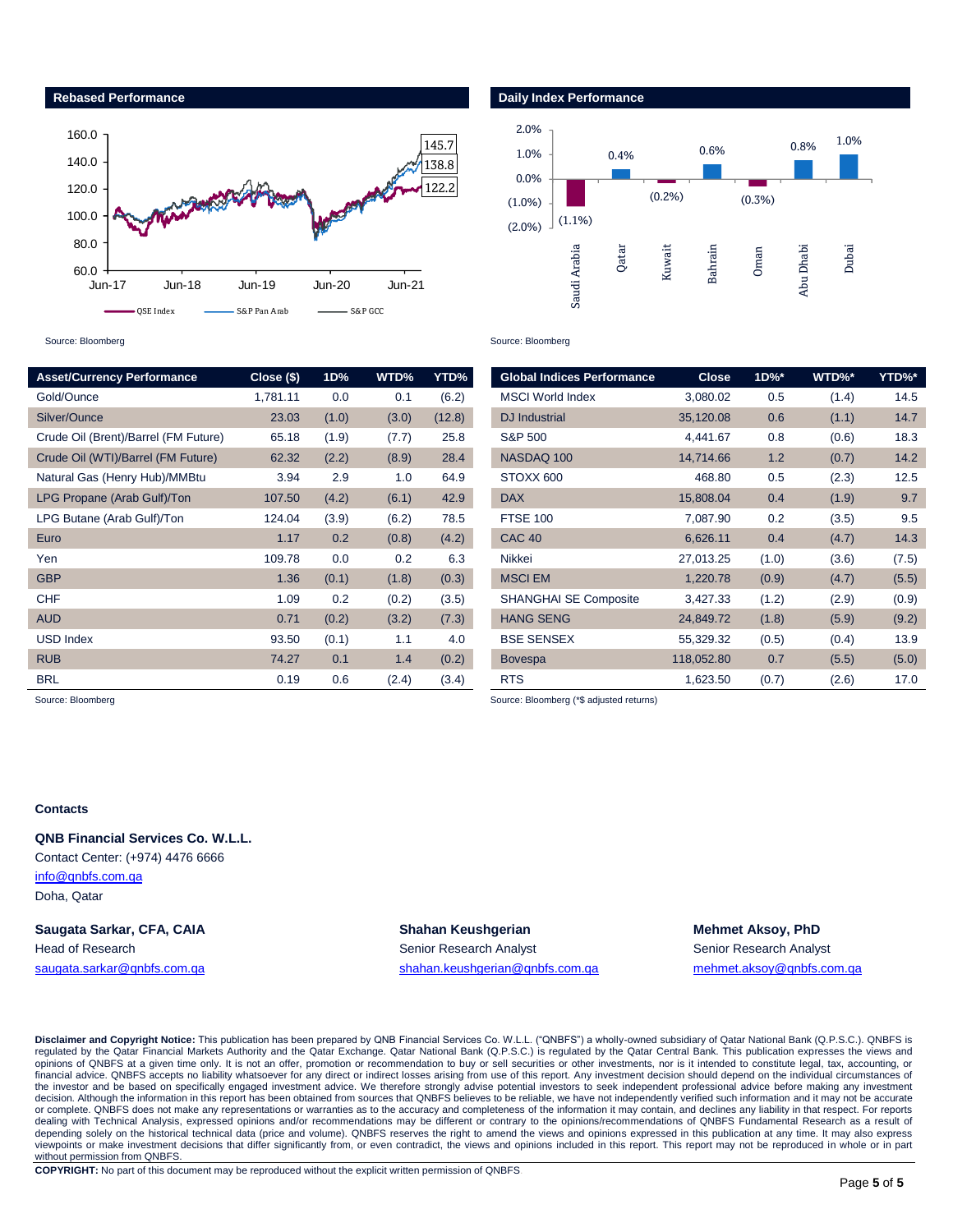## Rebased Performance

160.0
140.0
120.0
100.0
80.0
60.0
Jun-17 Jun-18 Jun-19 Jun-20 Jun-21
145.7
138.8
122.2
QSE Index S&P Pan Arab S&P GCC

Source: Bloomberg

## Daily Index Performance

2.0%
1.0%
0.0%
(1.0%)
(2.0%)
(1.1%) 0.4% (0.2%) 0.6% (0.3%) 0.8% 1.0%
Saudi Arabia Qatar Kuwait Bahrain Oman Abu Dhabi Dubai

Source: Bloomberg

| Asset/Currency Performance | Close ($) | 1D% | WTD% | YTD% |
|---|---|---|---|---|
| Gold/Ounce | 1,781.11 | 0.0 | 0.1 | (6.2) |
| Silver/Ounce | 23.03 | (1.0) | (3.0) | (12.8) |
| Crude Oil (Brent)/Barrel (FM Future) | 65.18 | (1.9) | (7.7) | 25.8 |
| Crude Oil (WTI)/Barrel (FM Future) | 62.32 | (2.2) | (8.9) | 28.4 |
| Natural Gas (Henry Hub)/MMBtu | 3.94 | 2.9 | 1.0 | 64.9 |
| LPG Propane (Arab Gulf)/Ton | 107.50 | (4.2) | (6.1) | 42.9 |
| LPG Butane (Arab Gulf)/Ton | 124.04 | (3.9) | (6.2) | 78.5 |
| Euro | 1.17 | 0.2 | (0.8) | (4.2) |
| Yen | 109.78 | 0.0 | 0.2 | 6.3 |
| GBP | 1.36 | (0.1) | (1.8) | (0.3) |
| CHF | 1.09 | 0.2 | (0.2) | (3.5) |
| AUD | 0.71 | (0.2) | (3.2) | (7.3) |
| USD Index | 93.50 | (0.1) | 1.1 | 4.0 |
| RUB | 74.27 | 0.1 | 1.4 | (0.2) |
| BRL | 0.19 | 0.6 | (2.4) | (3.4) |

Source: Bloomberg

| Global Indices Performance | Close | 1D%* | WTD%* | YTD%* |
|---|---|---|---|---|
| MSCI World Index | 3,080.02 | 0.5 | (1.4) | 14.5 |
| DJ Industrial | 35,120.08 | 0.6 | (1.1) | 14.7 |
| S&P 500 | 4,441.67 | 0.8 | (0.6) | 18.3 |
| NASDAQ 100 | 14,714.66 | 1.2 | (0.7) | 14.2 |
| STOXX 600 | 468.80 | 0.5 | (2.3) | 12.5 |
| DAX | 15,808.04 | 0.4 | (1.9) | 9.7 |
| FTSE 100 | 7,087.90 | 0.2 | (3.5) | 9.5 |
| CAC 40 | 6,626.11 | 0.4 | (4.7) | 14.3 |
| Nikkei | 27,013.25 | (1.0) | (3.6) | (7.5) |
| MSCI EM | 1,220.78 | (0.9) | (4.7) | (5.5) |
| SHANGHAI SE Composite | 3,427.33 | (1.2) | (2.9) | (0.9) |
| HANG SENG | 24,849.72 | (1.8) | (5.9) | (9.2) |
| BSE SENSEX | 55,329.32 | (0.5) | (0.4) | 13.9 |
| Bovespa | 118,052.80 | 0.7 | (5.5) | (5.0) |
| RTS | 1,623.50 | (0.7) | (2.6) | 17.0 |

Source: Bloomberg (*$ adjusted returns)

### Contacts

**QNB Financial Services Co. W.L.L.**
Contact Center: (+974) 4476 6666
info@qnbfs.com.qa
Doha, Qatar

**Saugata Sarkar, CFA, CAIA**
Head of Research
saugata.sarkar@qnbfs.com.qa

**Shahan Keushgerian**
Senior Research Analyst
shahan.keushgerian@qnbfs.com.qa

**Mehmet Aksoy, PhD**
Senior Research Analyst
mehmet.aksoy@qnbfs.com.qa

**Disclaimer and Copyright Notice:** This publication has been prepared by QNB Financial Services Co. W.L.L. ("QNBFS") a wholly-owned subsidiary of Qatar National Bank (Q.P.S.C.). QNBFS is regulated by the Qatar Financial Markets Authority and the Qatar Exchange. Qatar National Bank (Q.P.S.C.) is regulated by the Qatar Central Bank. This publication expresses the views and opinions of QNBFS at a given time only. It is not an offer, promotion or recommendation to buy or sell securities or other investments, nor is it intended to constitute legal, tax, accounting, or financial advice. QNBFS accepts no liability whatsoever for any direct or indirect losses arising from use of this report. Any investment decision should depend on the individual circumstances of the investor and be based on specifically engaged investment advice. We therefore strongly advise potential investors to seek independent professional advice before making any investment decision. Although the information in this report has been obtained from sources that QNBFS believes to be reliable, we have not independently verified such information and it may not be accurate or complete. QNBFS does not make any representations or warranties as to the accuracy and completeness of the information it may contain, and declines any liability in that respect. For reports dealing with Technical Analysis, expressed opinions and/or recommendations may be different or contrary to the opinions/recommendations of QNBFS Fundamental Research as a result of depending solely on the historical technical data (price and volume). QNBFS reserves the right to amend the views and opinions expressed in this publication at any time. It may also express viewpoints or make investment decisions that differ significantly from, or even contradict, the views and opinions included in this report. This report may not be reproduced in whole or in part without permission from QNBFS.

**COPYRIGHT:** No part of this document may be reproduced without the explicit written permission of QNBFS.